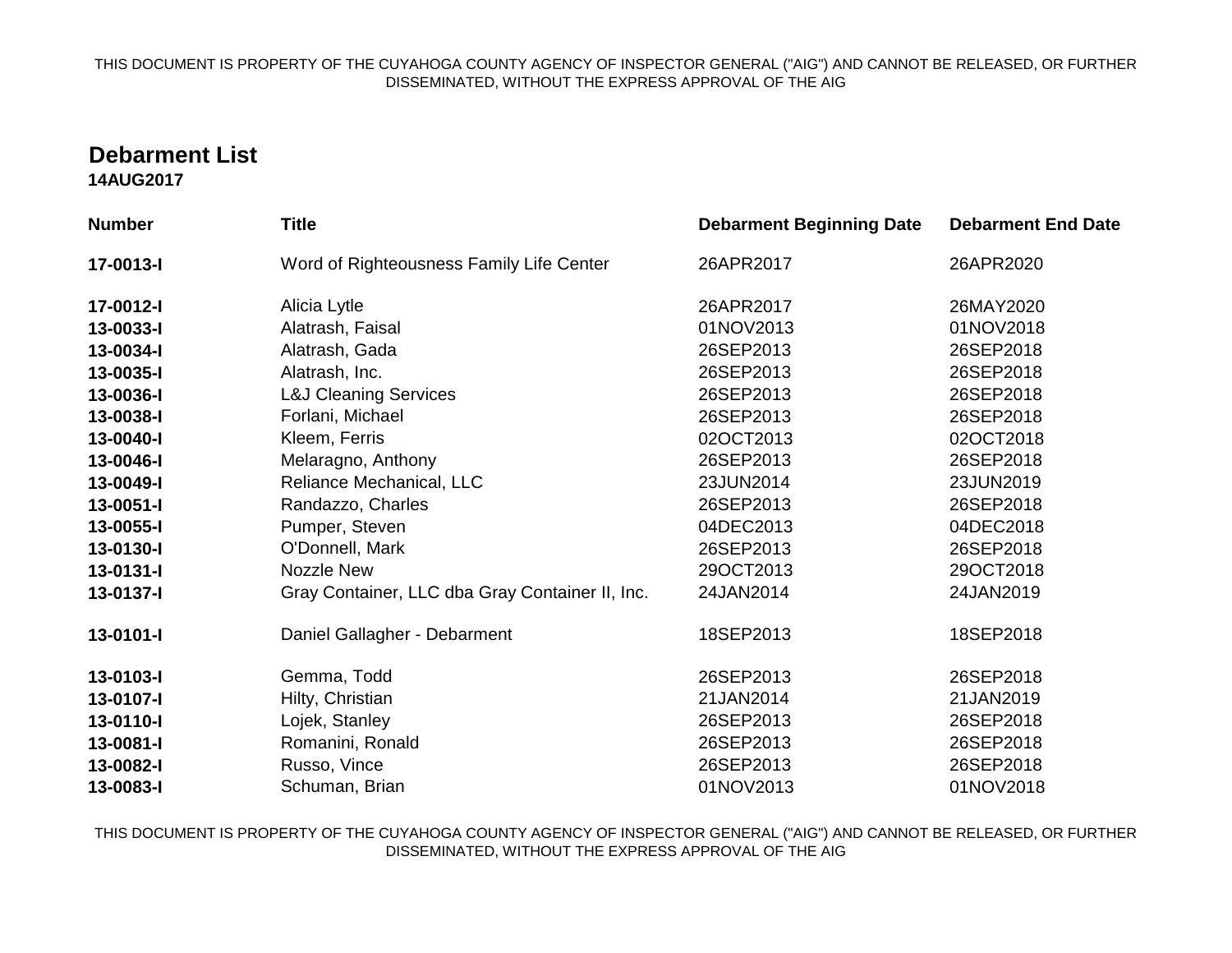# Debarment List

**14AUG2017**

| Number | Title | Debarment Beginning Date | Debarment End Date |
|---|---|---|---|
| **17-0013-I** | Word of Righteousness Family Life Center | 26APR2017 | 26APR2020 |
| **17-0012-I** | Alicia Lytle | 26APR2017 | 26MAY2020 |
| **13-0033-I** | Alatrash, Faisal | 01NOV2013 | 01NOV2018 |
| **13-0034-I** | Alatrash, Gada | 26SEP2013 | 26SEP2018 |
| **13-0035-I** | Alatrash, Inc. | 26SEP2013 | 26SEP2018 |
| **13-0036-I** | L&J Cleaning Services | 26SEP2013 | 26SEP2018 |
| **13-0038-I** | Forlani, Michael | 26SEP2013 | 26SEP2018 |
| **13-0040-I** | Kleem, Ferris | 02OCT2013 | 02OCT2018 |
| **13-0046-I** | Melaragno, Anthony | 26SEP2013 | 26SEP2018 |
| **13-0049-I** | Reliance Mechanical, LLC | 23JUN2014 | 23JUN2019 |
| **13-0051-I** | Randazzo, Charles | 26SEP2013 | 26SEP2018 |
| **13-0055-I** | Pumper, Steven | 04DEC2013 | 04DEC2018 |
| **13-0130-I** | O'Donnell, Mark | 26SEP2013 | 26SEP2018 |
| **13-0131-I** | Nozzle New | 29OCT2013 | 29OCT2018 |
| **13-0137-I** | Gray Container, LLC dba Gray Container II, Inc. | 24JAN2014 | 24JAN2019 |
| **13-0101-I** | Daniel Gallagher - Debarment | 18SEP2013 | 18SEP2018 |
| **13-0103-I** | Gemma, Todd | 26SEP2013 | 26SEP2018 |
| **13-0107-I** | Hilty, Christian | 21JAN2014 | 21JAN2019 |
| **13-0110-I** | Lojek, Stanley | 26SEP2013 | 26SEP2018 |
| **13-0081-I** | Romanini, Ronald | 26SEP2013 | 26SEP2018 |
| **13-0082-I** | Russo, Vince | 26SEP2013 | 26SEP2018 |
| **13-0083-I** | Schuman, Brian | 01NOV2013 | 01NOV2018 |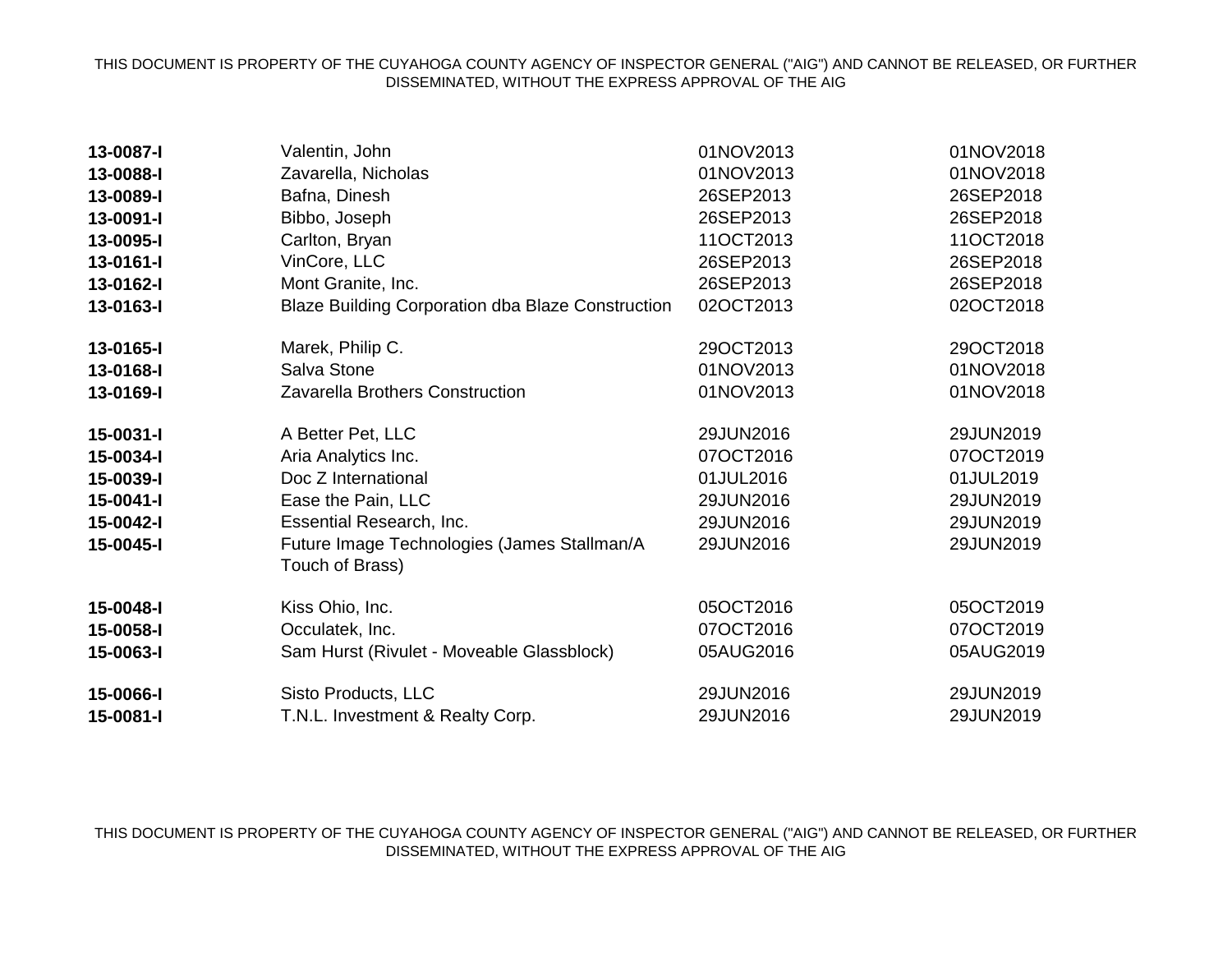| | | | |
|---|---|---|---|
| **13-0087-I** | Valentin, John | 01NOV2013 | 01NOV2018 |
| **13-0088-I** | Zavarella, Nicholas | 01NOV2013 | 01NOV2018 |
| **13-0089-I** | Bafna, Dinesh | 26SEP2013 | 26SEP2018 |
| **13-0091-I** | Bibbo, Joseph | 26SEP2013 | 26SEP2018 |
| **13-0095-I** | Carlton, Bryan | 11OCT2013 | 11OCT2018 |
| **13-0161-I** | VinCore, LLC | 26SEP2013 | 26SEP2018 |
| **13-0162-I** | Mont Granite, Inc. | 26SEP2013 | 26SEP2018 |
| **13-0163-I** | Blaze Building Corporation dba Blaze Construction | 02OCT2013 | 02OCT2018 |
| **13-0165-I** | Marek, Philip C. | 29OCT2013 | 29OCT2018 |
| **13-0168-I** | Salva Stone | 01NOV2013 | 01NOV2018 |
| **13-0169-I** | Zavarella Brothers Construction | 01NOV2013 | 01NOV2018 |
| **15-0031-I** | A Better Pet, LLC | 29JUN2016 | 29JUN2019 |
| **15-0034-I** | Aria Analytics Inc. | 07OCT2016 | 07OCT2019 |
| **15-0039-I** | Doc Z International | 01JUL2016 | 01JUL2019 |
| **15-0041-I** | Ease the Pain, LLC | 29JUN2016 | 29JUN2019 |
| **15-0042-I** | Essential Research, Inc. | 29JUN2016 | 29JUN2019 |
| **15-0045-I** | Future Image Technologies (James Stallman/A Touch of Brass) | 29JUN2016 | 29JUN2019 |
| **15-0048-I** | Kiss Ohio, Inc. | 05OCT2016 | 05OCT2019 |
| **15-0058-I** | Occulatek, Inc. | 07OCT2016 | 07OCT2019 |
| **15-0063-I** | Sam Hurst (Rivulet - Moveable Glassblock) | 05AUG2016 | 05AUG2019 |
| **15-0066-I** | Sisto Products, LLC | 29JUN2016 | 29JUN2019 |
| **15-0081-I** | T.N.L. Investment & Realty Corp. | 29JUN2016 | 29JUN2019 |